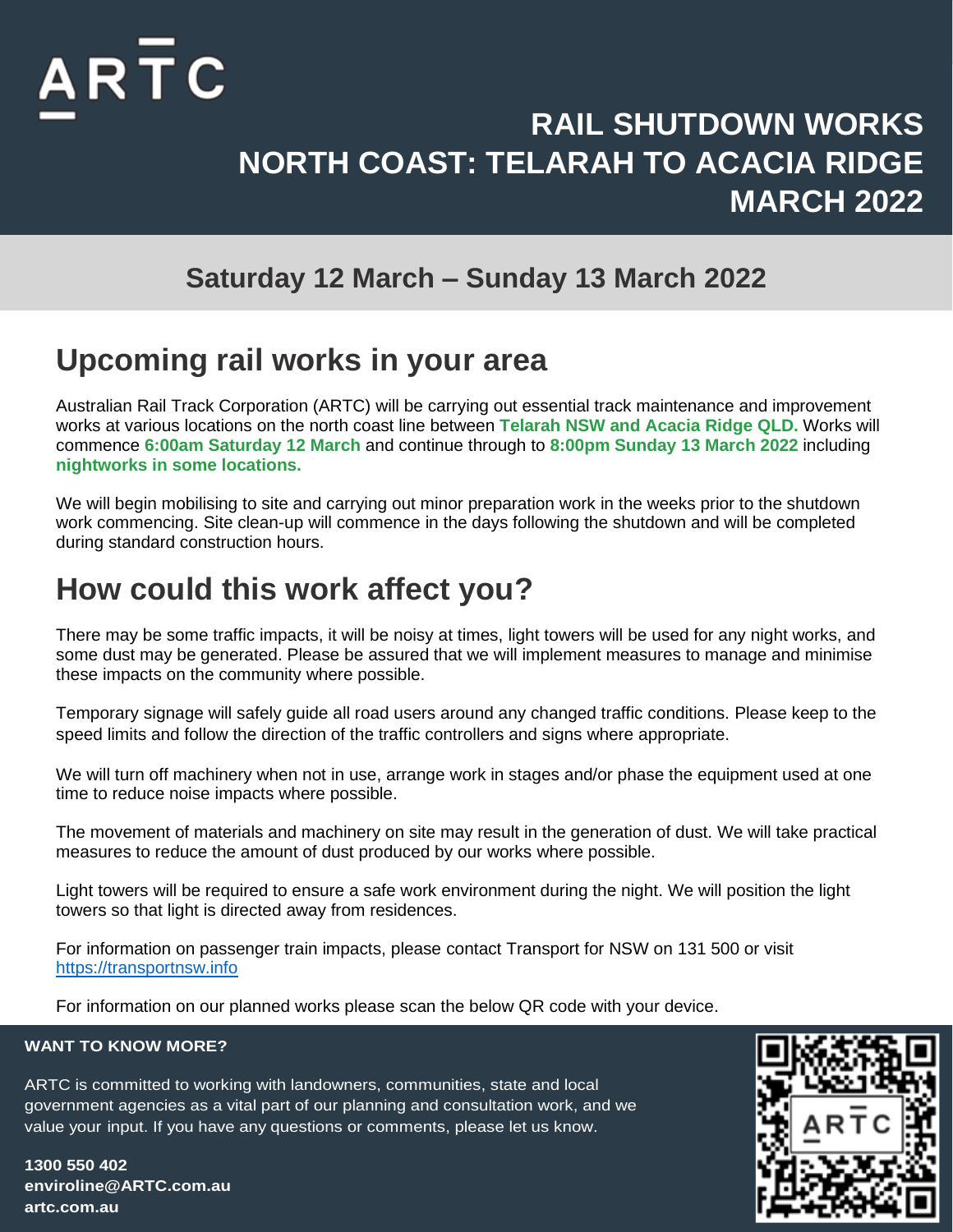ARTC

# RAIL SHUTDOWN WORKS
# NORTH COAST: TELARAH TO ACACIA RIDGE
# MARCH 2022

## Saturday 12 March – Sunday 13 March 2022

## Upcoming rail works in your area

Australian Rail Track Corporation (ARTC) will be carrying out essential track maintenance and improvement works at various locations on the north coast line between **Telarah NSW and Acacia Ridge QLD.** Works will commence **6:00am Saturday 12 March** and continue through to **8:00pm Sunday 13 March 2022** including **nightworks in some locations.**

We will begin mobilising to site and carrying out minor preparation work in the weeks prior to the shutdown work commencing. Site clean-up will commence in the days following the shutdown and will be completed during standard construction hours.

## How could this work affect you?

There may be some traffic impacts, it will be noisy at times, light towers will be used for any night works, and some dust may be generated. Please be assured that we will implement measures to manage and minimise these impacts on the community where possible.

Temporary signage will safely guide all road users around any changed traffic conditions. Please keep to the speed limits and follow the direction of the traffic controllers and signs where appropriate.

We will turn off machinery when not in use, arrange work in stages and/or phase the equipment used at one time to reduce noise impacts where possible.

The movement of materials and machinery on site may result in the generation of dust. We will take practical measures to reduce the amount of dust produced by our works where possible.

Light towers will be required to ensure a safe work environment during the night. We will position the light towers so that light is directed away from residences.

For information on passenger train impacts, please contact Transport for NSW on 131 500 or visit https://transportnsw.info

For information on our planned works please scan the below QR code with your device.

**WANT TO KNOW MORE?**

ARTC is committed to working with landowners, communities, state and local government agencies as a vital part of our planning and consultation work, and we value your input. If you have any questions or comments, please let us know.

**1300 550 402**
**enviroline@ARTC.com.au**
**artc.com.au**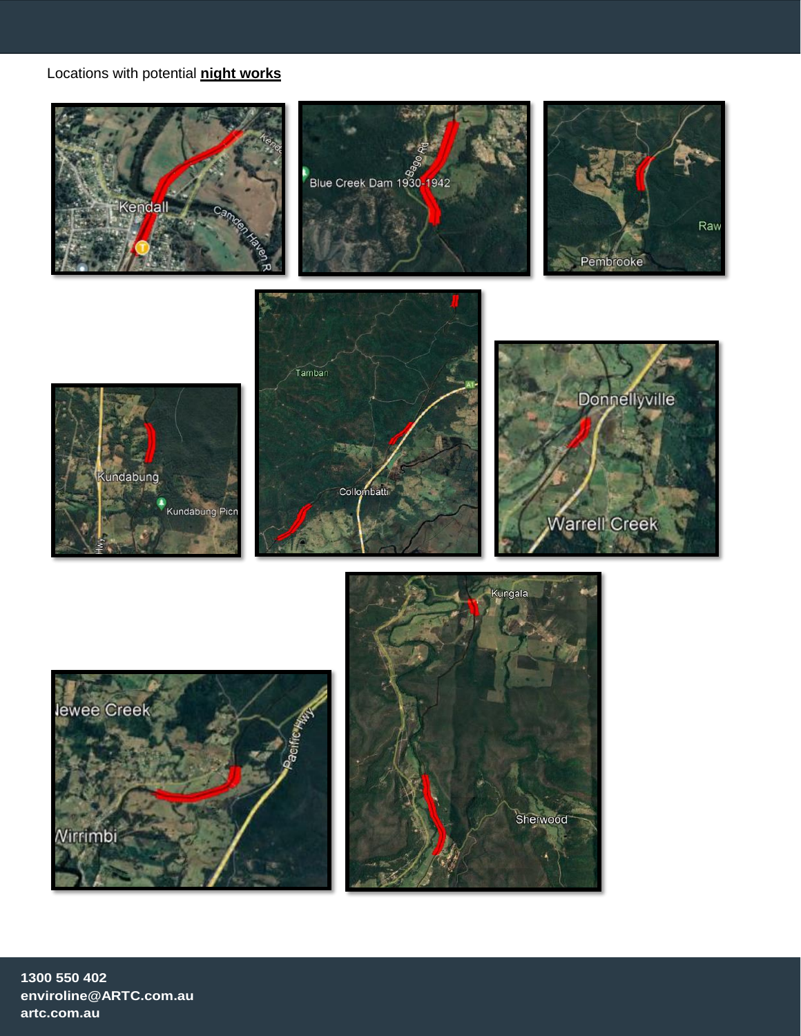Locations with potential **night works**

Kendall

Kendall

Camden Haven R

Blue Creek Dam 1930-1942

Bago Rd

Pembrooke

Raw

Tamban

Collombatti

Kundabung

Kundabung Picn

Donnellyville

Warrell Creek

Kungala

Sherwood

Jewee Creek

Pacific Hwy

Wirrimbi

**1300 550 402**
**enviroline@ARTC.com.au**
**artc.com.au**